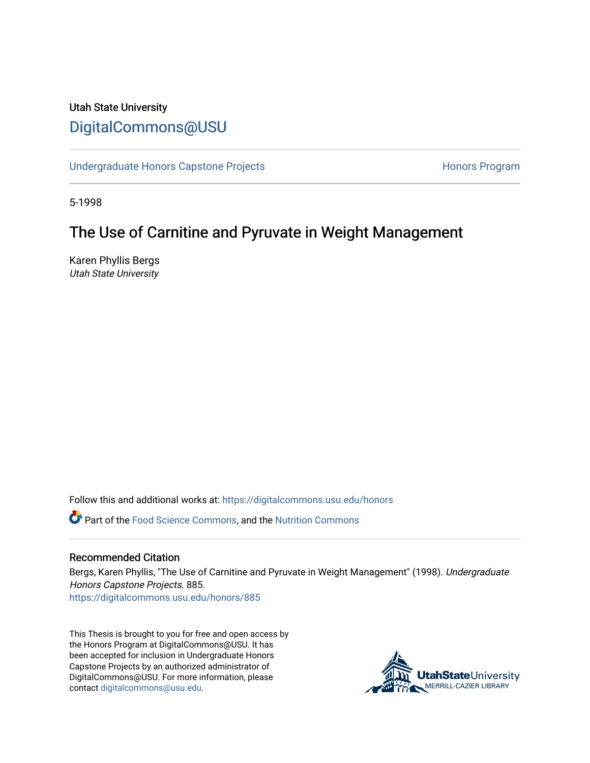Utah State University

# DigitalCommons@USU

Undergraduate Honors Capstone Projects | Honors Program

5-1998

## The Use of Carnitine and Pyruvate in Weight Management

Karen Phyllis Bergs
*Utah State University*

Follow this and additional works at: https://digitalcommons.usu.edu/honors

Part of the Food Science Commons, and the Nutrition Commons

### Recommended Citation

Bergs, Karen Phyllis, "The Use of Carnitine and Pyruvate in Weight Management" (1998). *Undergraduate Honors Capstone Projects*. 885.
https://digitalcommons.usu.edu/honors/885

This Thesis is brought to you for free and open access by the Honors Program at DigitalCommons@USU. It has been accepted for inclusion in Undergraduate Honors Capstone Projects by an authorized administrator of DigitalCommons@USU. For more information, please contact digitalcommons@usu.edu.

UtahStateUniversity
MERRILL-CAZIER LIBRARY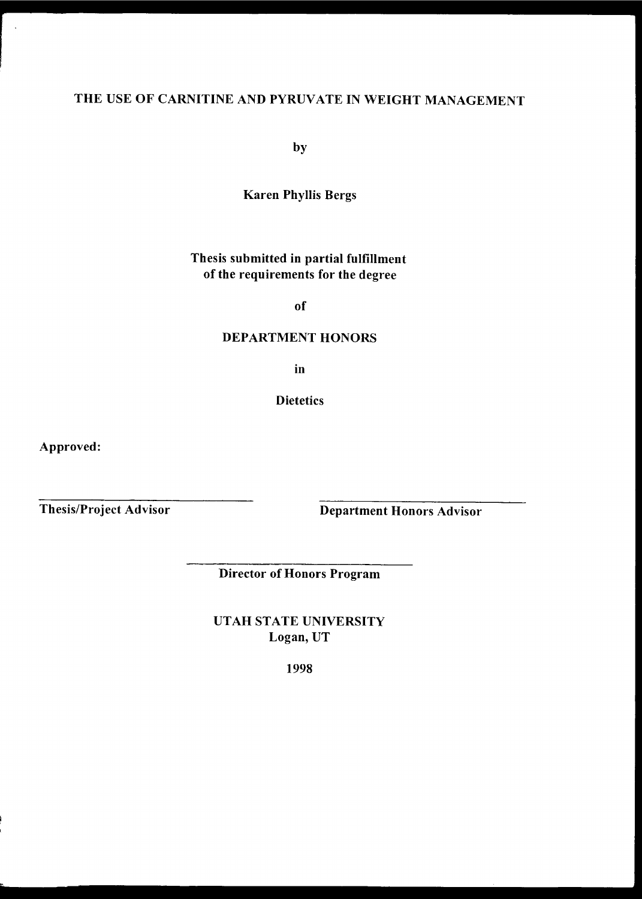# THE USE OF CARNITINE AND PYRUVATE IN WEIGHT MANAGEMENT

by

**Karen Phyllis Bergs**

**Thesis submitted in partial fulfillment of the requirements for the degree**

**of**

**DEPARTMENT HONORS**

**in**

**Dietetics**

**Approved:**

\_\_\_\_\_\_\_\_\_\_\_\_\_\_\_\_\_\_\_\_\_\_\_\_\_\_\_\_\_\_
**Thesis/Project Advisor**

\_\_\_\_\_\_\_\_\_\_\_\_\_\_\_\_\_\_\_\_\_\_\_\_\_\_\_\_\_\_
**Department Honors Advisor**

\_\_\_\_\_\_\_\_\_\_\_\_\_\_\_\_\_\_\_\_\_\_\_\_\_\_\_\_\_\_
**Director of Honors Program**

**UTAH STATE UNIVERSITY**
**Logan, UT**

**1998**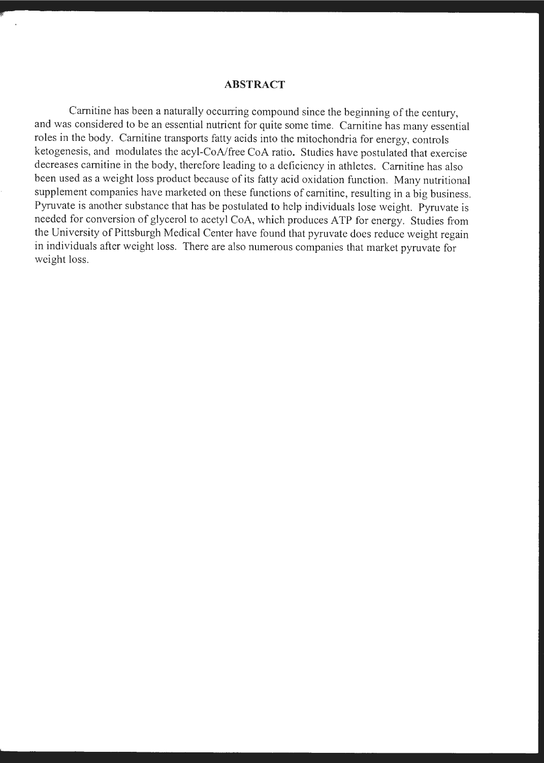## ABSTRACT

Carnitine has been a naturally occurring compound since the beginning of the century, and was considered to be an essential nutrient for quite some time. Carnitine has many essential roles in the body. Carnitine transports fatty acids into the mitochondria for energy, controls ketogenesis, and modulates the acyl-CoA/free CoA ratio. Studies have postulated that exercise decreases carnitine in the body, therefore leading to a deficiency in athletes. Carnitine has also been used as a weight loss product because of its fatty acid oxidation function. Many nutritional supplement companies have marketed on these functions of carnitine, resulting in a big business. Pyruvate is another substance that has be postulated to help individuals lose weight. Pyruvate is needed for conversion of glycerol to acetyl CoA, which produces ATP for energy. Studies from the University of Pittsburgh Medical Center have found that pyruvate does reduce weight regain in individuals after weight loss. There are also numerous companies that market pyruvate for weight loss.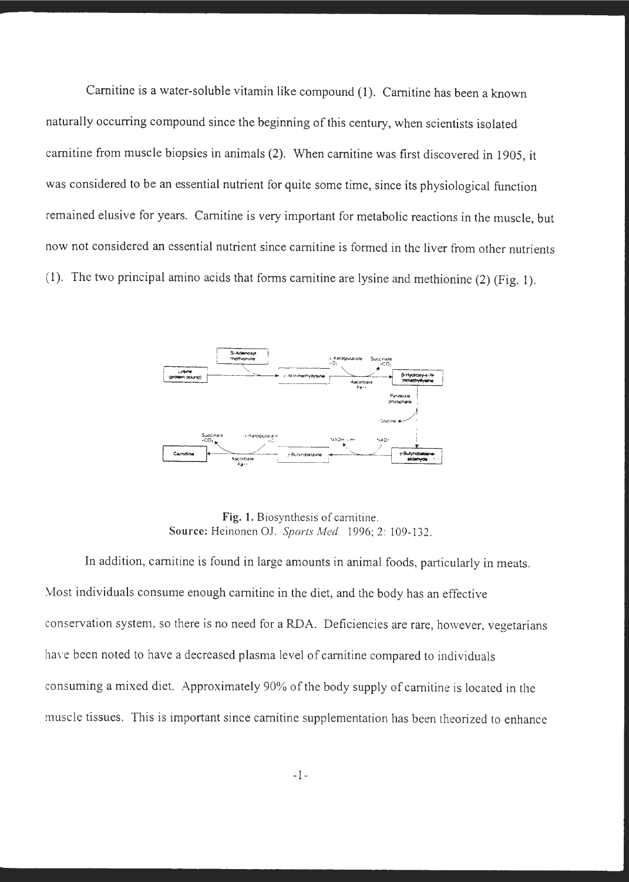Carnitine is a water-soluble vitamin like compound (1). Carnitine has been a known naturally occurring compound since the beginning of this century, when scientists isolated carnitine from muscle biopsies in animals (2). When carnitine was first discovered in 1905, it was considered to be an essential nutrient for quite some time, since its physiological function remained elusive for years. Carnitine is very important for metabolic reactions in the muscle, but now not considered an essential nutrient since carnitine is formed in the liver from other nutrients (1). The two principal amino acids that forms carnitine are lysine and methionine (2) (Fig. 1).

**Fig. 1.** Biosynthesis of carnitine.
**Source:** Heinonen OJ. *Sports Med.* 1996; 2: 109-132.

In addition, carnitine is found in large amounts in animal foods, particularly in meats. Most individuals consume enough carnitine in the diet, and the body has an effective conservation system, so there is no need for a RDA. Deficiencies are rare, however, vegetarians have been noted to have a decreased plasma level of carnitine compared to individuals consuming a mixed diet. Approximately 90% of the body supply of carnitine is located in the muscle tissues. This is important since carnitine supplementation has been theorized to enhance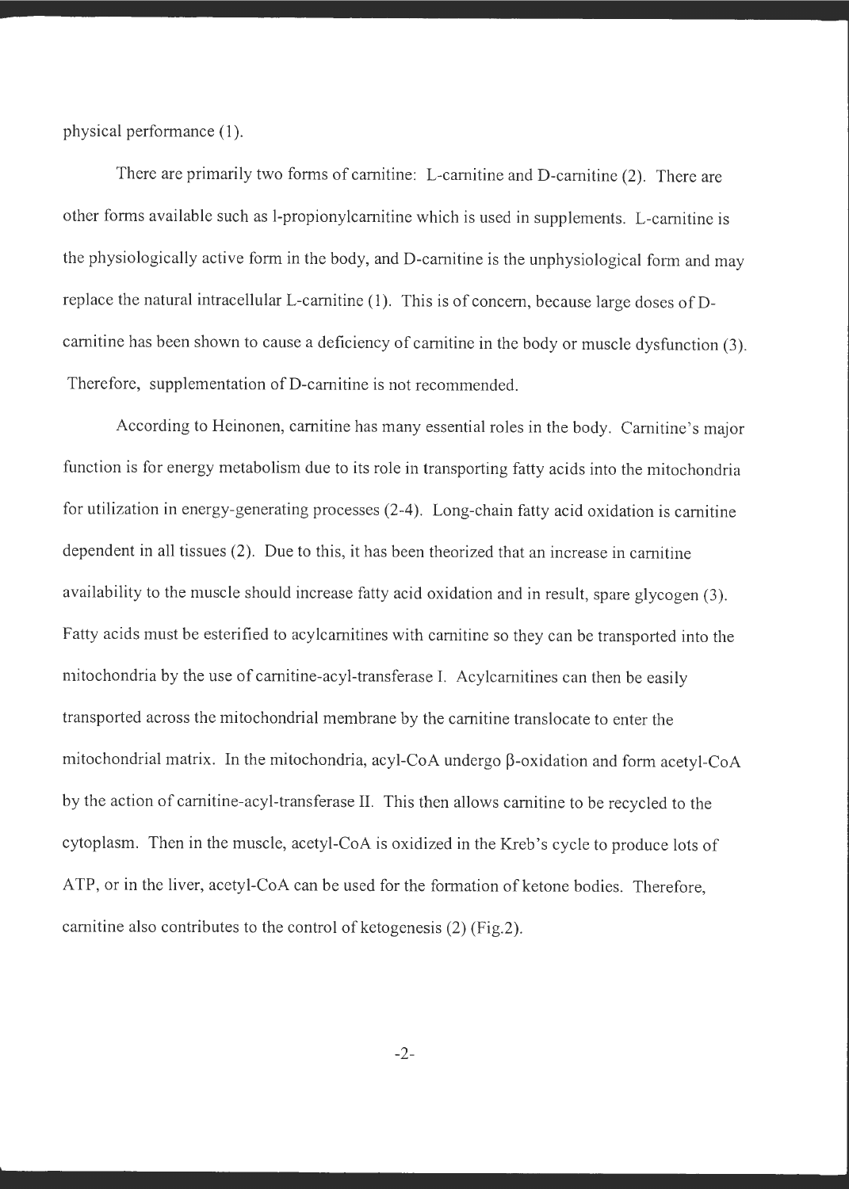physical performance (1).

There are primarily two forms of carnitine: L-carnitine and D-carnitine (2). There are other forms available such as l-propionylcarnitine which is used in supplements. L-carnitine is the physiologically active form in the body, and D-carnitine is the unphysiological form and may replace the natural intracellular L-carnitine (1). This is of concern, because large doses of D-carnitine has been shown to cause a deficiency of carnitine in the body or muscle dysfunction (3). Therefore, supplementation of D-carnitine is not recommended.

According to Heinonen, carnitine has many essential roles in the body. Carnitine's major function is for energy metabolism due to its role in transporting fatty acids into the mitochondria for utilization in energy-generating processes (2-4). Long-chain fatty acid oxidation is carnitine dependent in all tissues (2). Due to this, it has been theorized that an increase in carnitine availability to the muscle should increase fatty acid oxidation and in result, spare glycogen (3). Fatty acids must be esterified to acylcarnitines with carnitine so they can be transported into the mitochondria by the use of carnitine-acyl-transferase I. Acylcarnitines can then be easily transported across the mitochondrial membrane by the carnitine translocate to enter the mitochondrial matrix. In the mitochondria, acyl-CoA undergo β-oxidation and form acetyl-CoA by the action of carnitine-acyl-transferase II. This then allows carnitine to be recycled to the cytoplasm. Then in the muscle, acetyl-CoA is oxidized in the Kreb's cycle to produce lots of ATP, or in the liver, acetyl-CoA can be used for the formation of ketone bodies. Therefore, carnitine also contributes to the control of ketogenesis (2) (Fig.2).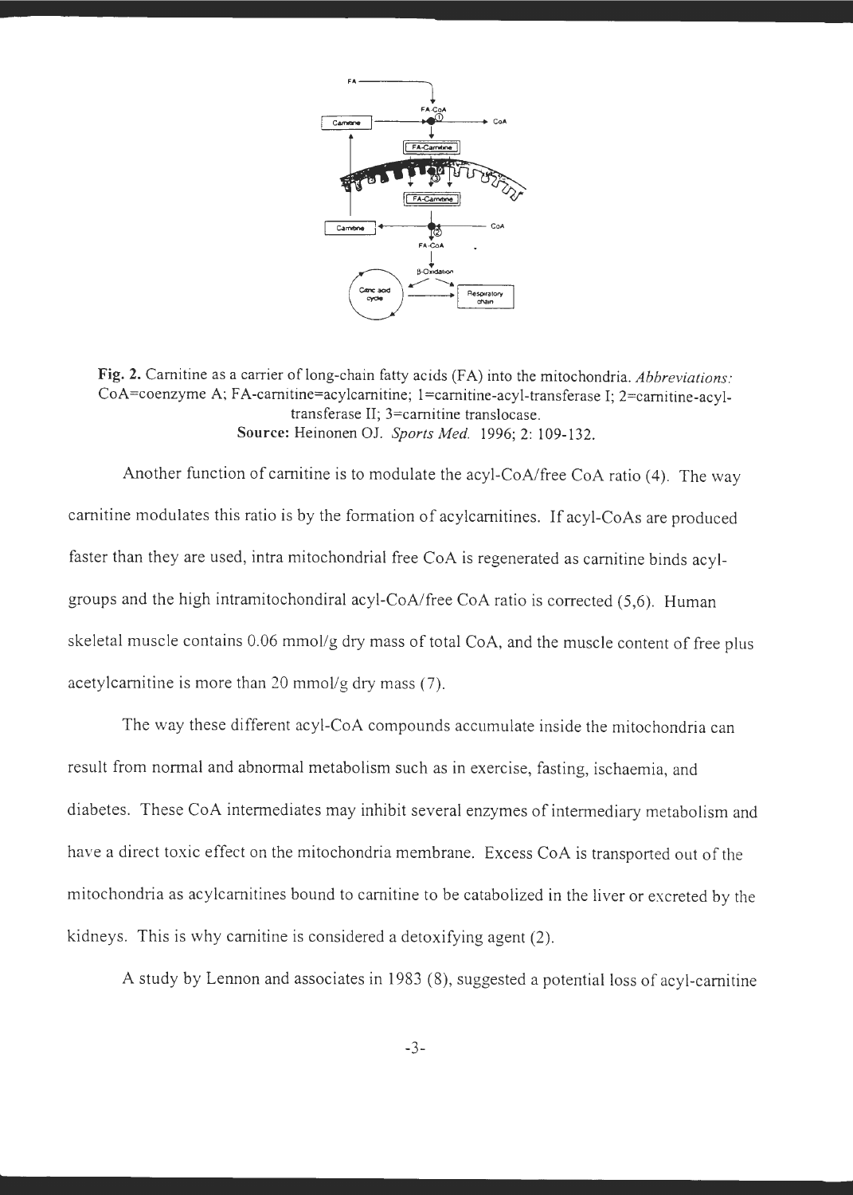**Fig. 2.** Carnitine as a carrier of long-chain fatty acids (FA) into the mitochondria. *Abbreviations:* CoA=coenzyme A; FA-carnitine=acylcarnitine; 1=carnitine-acyl-transferase I; 2=carnitine-acyl-transferase II; 3=carnitine translocase.
**Source:** Heinonen OJ. *Sports Med.* 1996; 2: 109-132.

Another function of carnitine is to modulate the acyl-CoA/free CoA ratio (4). The way carnitine modulates this ratio is by the formation of acylcarnitines. If acyl-CoAs are produced faster than they are used, intra mitochondrial free CoA is regenerated as carnitine binds acyl-groups and the high intramitochondiral acyl-CoA/free CoA ratio is corrected (5,6). Human skeletal muscle contains 0.06 mmol/g dry mass of total CoA, and the muscle content of free plus acetylcarnitine is more than 20 mmol/g dry mass (7).

The way these different acyl-CoA compounds accumulate inside the mitochondria can result from normal and abnormal metabolism such as in exercise, fasting, ischaemia, and diabetes. These CoA intermediates may inhibit several enzymes of intermediary metabolism and have a direct toxic effect on the mitochondria membrane. Excess CoA is transported out of the mitochondria as acylcarnitines bound to carnitine to be catabolized in the liver or excreted by the kidneys. This is why carnitine is considered a detoxifying agent (2).

A study by Lennon and associates in 1983 (8), suggested a potential loss of acyl-carnitine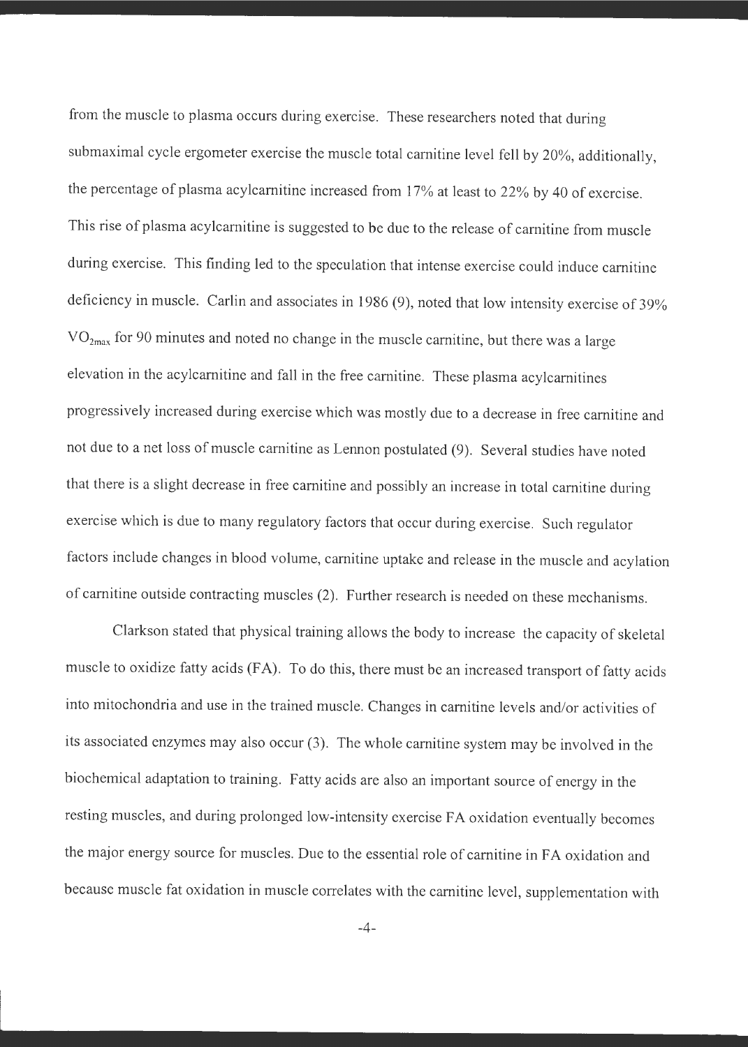from the muscle to plasma occurs during exercise. These researchers noted that during submaximal cycle ergometer exercise the muscle total carnitine level fell by 20%, additionally, the percentage of plasma acylcarnitine increased from 17% at least to 22% by 40 of exercise. This rise of plasma acylcarnitine is suggested to be due to the release of carnitine from muscle during exercise. This finding led to the speculation that intense exercise could induce carnitine deficiency in muscle. Carlin and associates in 1986 (9), noted that low intensity exercise of 39% $VO_{2max}$ for 90 minutes and noted no change in the muscle carnitine, but there was a large elevation in the acylcarnitine and fall in the free carnitine. These plasma acylcarnitines progressively increased during exercise which was mostly due to a decrease in free carnitine and not due to a net loss of muscle carnitine as Lennon postulated (9). Several studies have noted that there is a slight decrease in free carnitine and possibly an increase in total carnitine during exercise which is due to many regulatory factors that occur during exercise. Such regulator factors include changes in blood volume, carnitine uptake and release in the muscle and acylation of carnitine outside contracting muscles (2). Further research is needed on these mechanisms.

Clarkson stated that physical training allows the body to increase the capacity of skeletal muscle to oxidize fatty acids (FA). To do this, there must be an increased transport of fatty acids into mitochondria and use in the trained muscle. Changes in carnitine levels and/or activities of its associated enzymes may also occur (3). The whole carnitine system may be involved in the biochemical adaptation to training. Fatty acids are also an important source of energy in the resting muscles, and during prolonged low-intensity exercise FA oxidation eventually becomes the major energy source for muscles. Due to the essential role of carnitine in FA oxidation and because muscle fat oxidation in muscle correlates with the carnitine level, supplementation with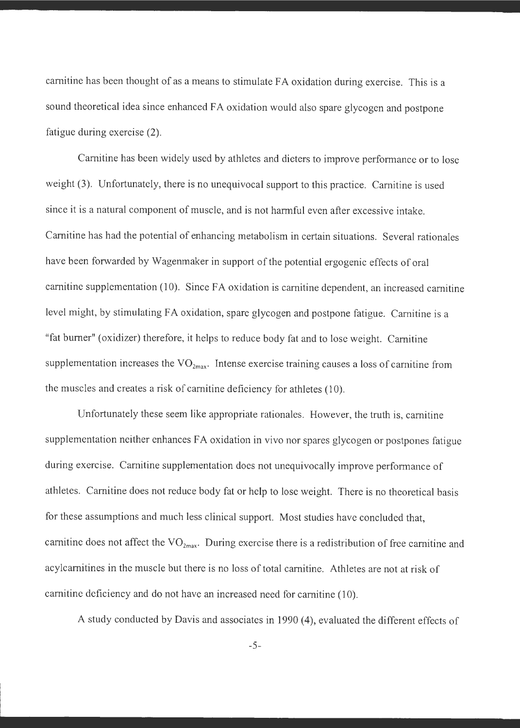carnitine has been thought of as a means to stimulate FA oxidation during exercise. This is a sound theoretical idea since enhanced FA oxidation would also spare glycogen and postpone fatigue during exercise (2).

Carnitine has been widely used by athletes and dieters to improve performance or to lose weight (3). Unfortunately, there is no unequivocal support to this practice. Carnitine is used since it is a natural component of muscle, and is not harmful even after excessive intake. Carnitine has had the potential of enhancing metabolism in certain situations. Several rationales have been forwarded by Wagenmaker in support of the potential ergogenic effects of oral carnitine supplementation (10). Since FA oxidation is carnitine dependent, an increased carnitine level might, by stimulating FA oxidation, spare glycogen and postpone fatigue. Carnitine is a "fat burner" (oxidizer) therefore, it helps to reduce body fat and to lose weight. Carnitine supplementation increases the $VO_{2max}$. Intense exercise training causes a loss of carnitine from the muscles and creates a risk of carnitine deficiency for athletes (10).

Unfortunately these seem like appropriate rationales. However, the truth is, carnitine supplementation neither enhances FA oxidation in vivo nor spares glycogen or postpones fatigue during exercise. Carnitine supplementation does not unequivocally improve performance of athletes. Carnitine does not reduce body fat or help to lose weight. There is no theoretical basis for these assumptions and much less clinical support. Most studies have concluded that, carnitine does not affect the $VO_{2max}$. During exercise there is a redistribution of free carnitine and acylcarnitines in the muscle but there is no loss of total carnitine. Athletes are not at risk of carnitine deficiency and do not have an increased need for carnitine (10).

A study conducted by Davis and associates in 1990 (4), evaluated the different effects of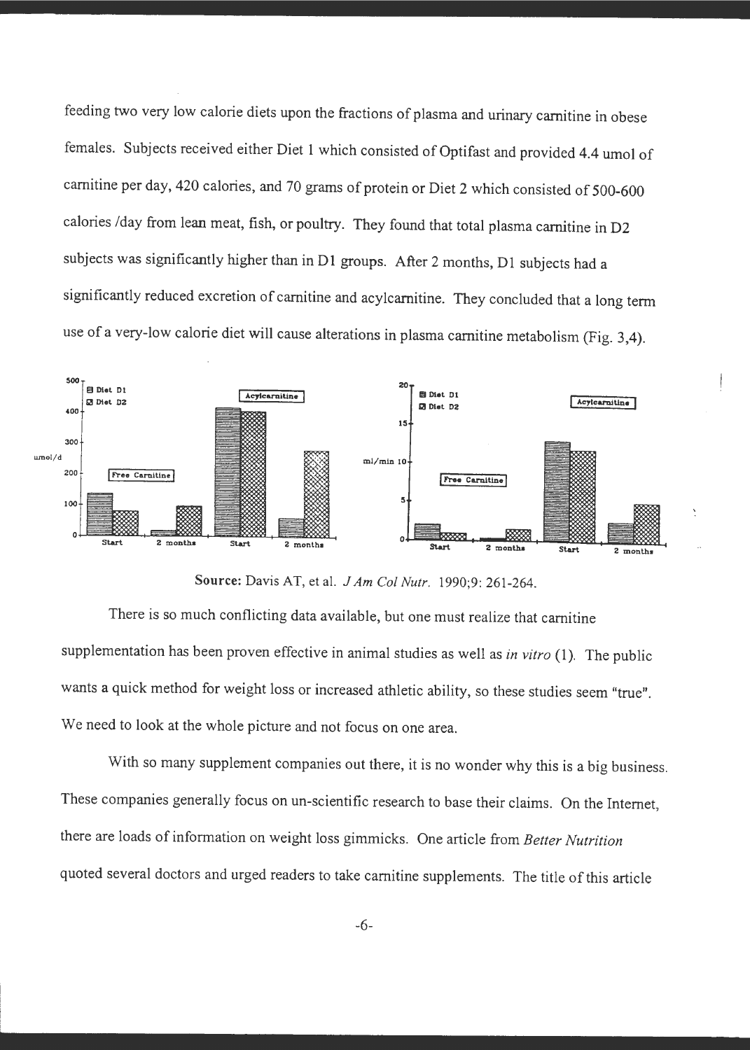feeding two very low calorie diets upon the fractions of plasma and urinary carnitine in obese females. Subjects received either Diet 1 which consisted of Optifast and provided 4.4 umol of carnitine per day, 420 calories, and 70 grams of protein or Diet 2 which consisted of 500-600 calories /day from lean meat, fish, or poultry. They found that total plasma carnitine in D2 subjects was significantly higher than in D1 groups. After 2 months, D1 subjects had a significantly reduced excretion of carnitine and acylcarnitine. They concluded that a long term use of a very-low calorie diet will cause alterations in plasma carnitine metabolism (Fig. 3,4).

**Source:** Davis AT, et al. *J Am Col Nutr.* 1990;9: 261-264.

There is so much conflicting data available, but one must realize that carnitine supplementation has been proven effective in animal studies as well as *in vitro* (1). The public wants a quick method for weight loss or increased athletic ability, so these studies seem "true". We need to look at the whole picture and not focus on one area.

With so many supplement companies out there, it is no wonder why this is a big business. These companies generally focus on un-scientific research to base their claims. On the Internet, there are loads of information on weight loss gimmicks. One article from *Better Nutrition* quoted several doctors and urged readers to take carnitine supplements. The title of this article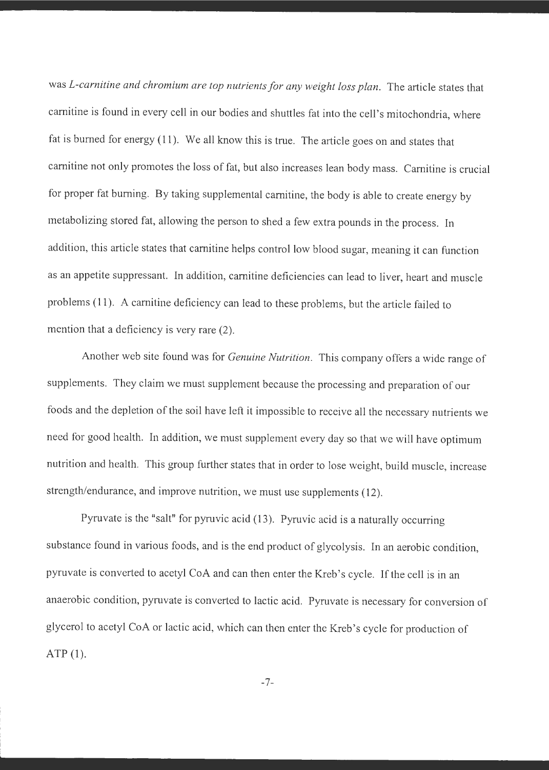was *L-carnitine and chromium are top nutrients for any weight loss plan.* The article states that carnitine is found in every cell in our bodies and shuttles fat into the cell's mitochondria, where fat is burned for energy (11). We all know this is true. The article goes on and states that carnitine not only promotes the loss of fat, but also increases lean body mass. Carnitine is crucial for proper fat burning. By taking supplemental carnitine, the body is able to create energy by metabolizing stored fat, allowing the person to shed a few extra pounds in the process. In addition, this article states that carnitine helps control low blood sugar, meaning it can function as an appetite suppressant. In addition, carnitine deficiencies can lead to liver, heart and muscle problems (11). A carnitine deficiency can lead to these problems, but the article failed to mention that a deficiency is very rare (2).

Another web site found was for *Genuine Nutrition.* This company offers a wide range of supplements. They claim we must supplement because the processing and preparation of our foods and the depletion of the soil have left it impossible to receive all the necessary nutrients we need for good health. In addition, we must supplement every day so that we will have optimum nutrition and health. This group further states that in order to lose weight, build muscle, increase strength/endurance, and improve nutrition, we must use supplements (12).

Pyruvate is the "salt" for pyruvic acid (13). Pyruvic acid is a naturally occurring substance found in various foods, and is the end product of glycolysis. In an aerobic condition, pyruvate is converted to acetyl CoA and can then enter the Kreb's cycle. If the cell is in an anaerobic condition, pyruvate is converted to lactic acid. Pyruvate is necessary for conversion of glycerol to acetyl CoA or lactic acid, which can then enter the Kreb's cycle for production of ATP (1).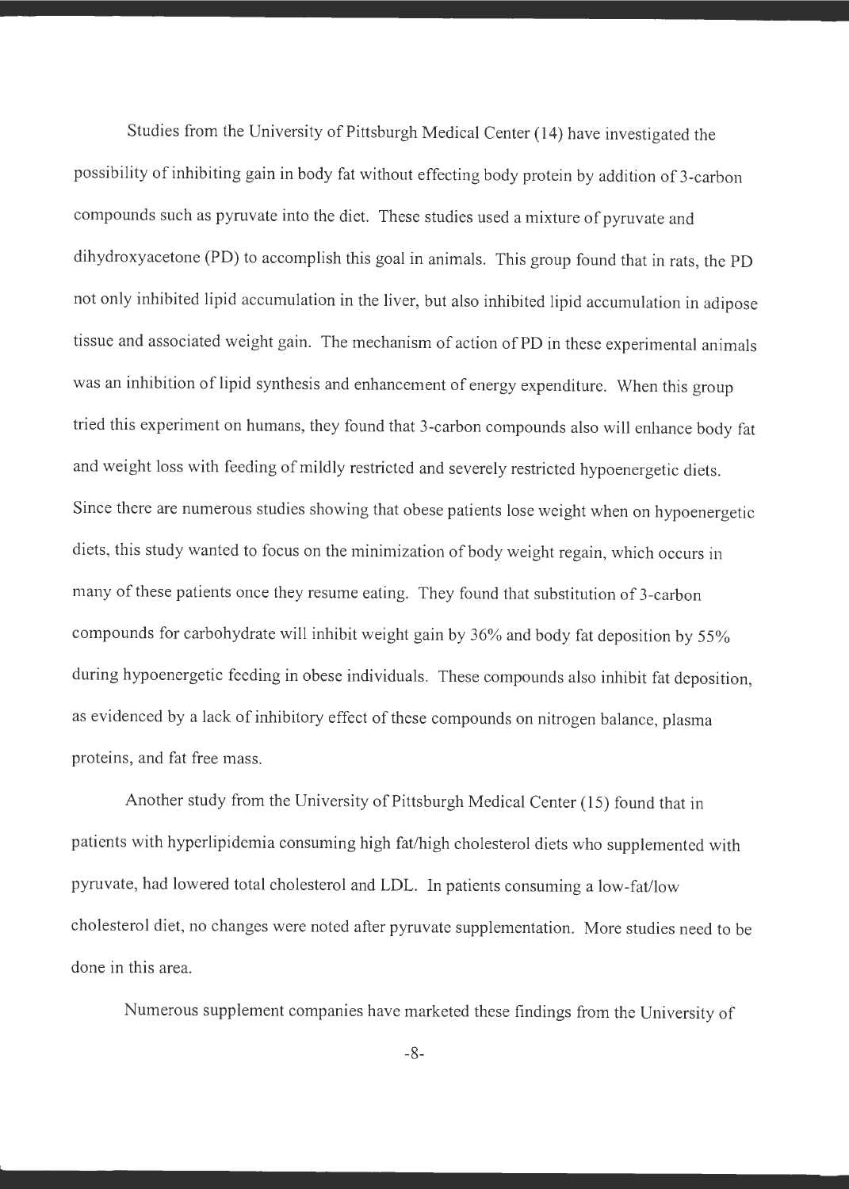Studies from the University of Pittsburgh Medical Center (14) have investigated the possibility of inhibiting gain in body fat without effecting body protein by addition of 3-carbon compounds such as pyruvate into the diet. These studies used a mixture of pyruvate and dihydroxyacetone (PD) to accomplish this goal in animals. This group found that in rats, the PD not only inhibited lipid accumulation in the liver, but also inhibited lipid accumulation in adipose tissue and associated weight gain. The mechanism of action of PD in these experimental animals was an inhibition of lipid synthesis and enhancement of energy expenditure. When this group tried this experiment on humans, they found that 3-carbon compounds also will enhance body fat and weight loss with feeding of mildly restricted and severely restricted hypoenergetic diets. Since there are numerous studies showing that obese patients lose weight when on hypoenergetic diets, this study wanted to focus on the minimization of body weight regain, which occurs in many of these patients once they resume eating. They found that substitution of 3-carbon compounds for carbohydrate will inhibit weight gain by 36% and body fat deposition by 55% during hypoenergetic feeding in obese individuals. These compounds also inhibit fat deposition, as evidenced by a lack of inhibitory effect of these compounds on nitrogen balance, plasma proteins, and fat free mass.

Another study from the University of Pittsburgh Medical Center (15) found that in patients with hyperlipidemia consuming high fat/high cholesterol diets who supplemented with pyruvate, had lowered total cholesterol and LDL. In patients consuming a low-fat/low cholesterol diet, no changes were noted after pyruvate supplementation. More studies need to be done in this area.

Numerous supplement companies have marketed these findings from the University of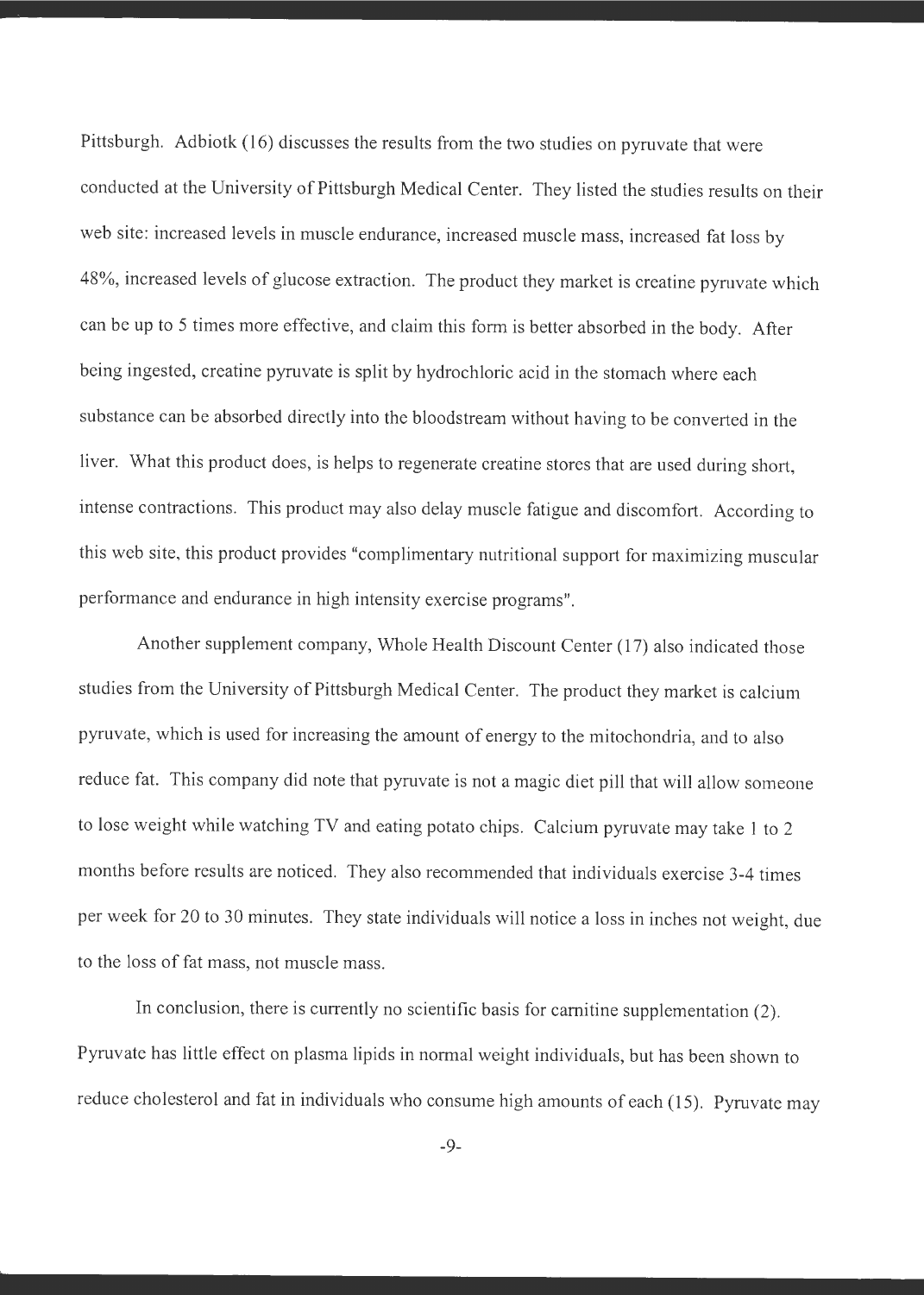Pittsburgh. Adbiotk (16) discusses the results from the two studies on pyruvate that were conducted at the University of Pittsburgh Medical Center. They listed the studies results on their web site: increased levels in muscle endurance, increased muscle mass, increased fat loss by 48%, increased levels of glucose extraction. The product they market is creatine pyruvate which can be up to 5 times more effective, and claim this form is better absorbed in the body. After being ingested, creatine pyruvate is split by hydrochloric acid in the stomach where each substance can be absorbed directly into the bloodstream without having to be converted in the liver. What this product does, is helps to regenerate creatine stores that are used during short, intense contractions. This product may also delay muscle fatigue and discomfort. According to this web site, this product provides "complimentary nutritional support for maximizing muscular performance and endurance in high intensity exercise programs".

Another supplement company, Whole Health Discount Center (17) also indicated those studies from the University of Pittsburgh Medical Center. The product they market is calcium pyruvate, which is used for increasing the amount of energy to the mitochondria, and to also reduce fat. This company did note that pyruvate is not a magic diet pill that will allow someone to lose weight while watching TV and eating potato chips. Calcium pyruvate may take 1 to 2 months before results are noticed. They also recommended that individuals exercise 3-4 times per week for 20 to 30 minutes. They state individuals will notice a loss in inches not weight, due to the loss of fat mass, not muscle mass.

In conclusion, there is currently no scientific basis for carnitine supplementation (2). Pyruvate has little effect on plasma lipids in normal weight individuals, but has been shown to reduce cholesterol and fat in individuals who consume high amounts of each (15). Pyruvate may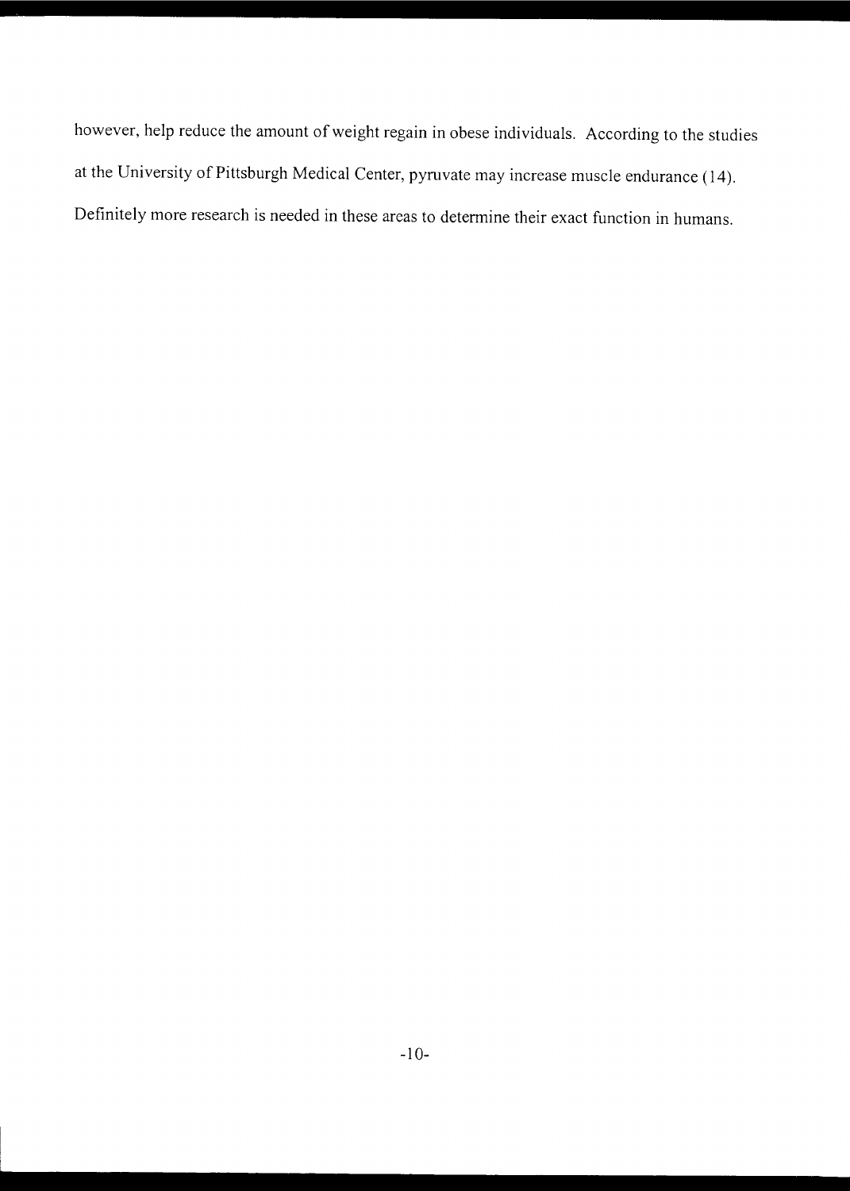however, help reduce the amount of weight regain in obese individuals. According to the studies at the University of Pittsburgh Medical Center, pyruvate may increase muscle endurance (14). Definitely more research is needed in these areas to determine their exact function in humans.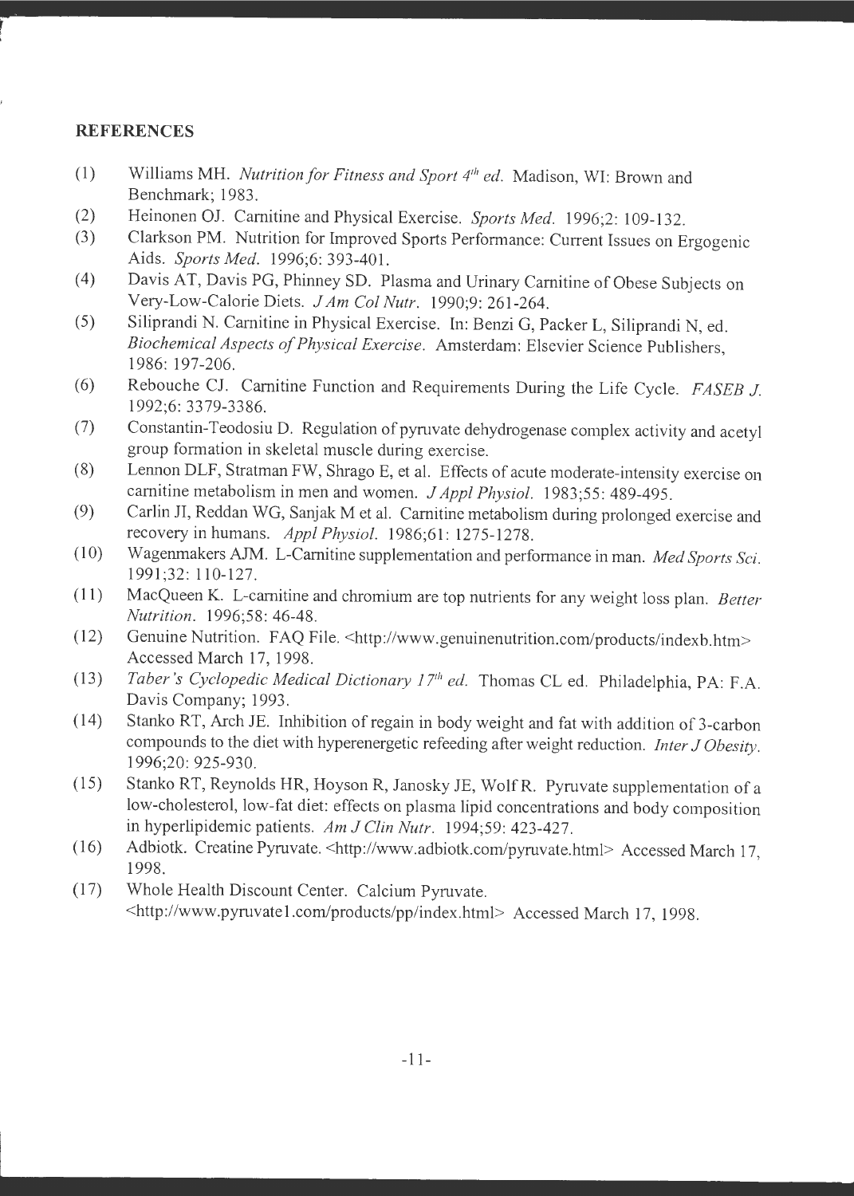## REFERENCES

(1) Williams MH. *Nutrition for Fitness and Sport 4th ed.* Madison, WI: Brown and Benchmark; 1983.

(2) Heinonen OJ. Carnitine and Physical Exercise. *Sports Med.* 1996;2: 109-132.

(3) Clarkson PM. Nutrition for Improved Sports Performance: Current Issues on Ergogenic Aids. *Sports Med.* 1996;6: 393-401.

(4) Davis AT, Davis PG, Phinney SD. Plasma and Urinary Carnitine of Obese Subjects on Very-Low-Calorie Diets. *J Am Col Nutr.* 1990;9: 261-264.

(5) Siliprandi N. Carnitine in Physical Exercise. In: Benzi G, Packer L, Siliprandi N, ed. *Biochemical Aspects of Physical Exercise.* Amsterdam: Elsevier Science Publishers, 1986: 197-206.

(6) Rebouche CJ. Carnitine Function and Requirements During the Life Cycle. *FASEB J.* 1992;6: 3379-3386.

(7) Constantin-Teodosiu D. Regulation of pyruvate dehydrogenase complex activity and acetyl group formation in skeletal muscle during exercise.

(8) Lennon DLF, Stratman FW, Shrago E, et al. Effects of acute moderate-intensity exercise on carnitine metabolism in men and women. *J Appl Physiol.* 1983;55: 489-495.

(9) Carlin JI, Reddan WG, Sanjak M et al. Carnitine metabolism during prolonged exercise and recovery in humans. *Appl Physiol.* 1986;61: 1275-1278.

(10) Wagenmakers AJM. L-Carnitine supplementation and performance in man. *Med Sports Sci.* 1991;32: 110-127.

(11) MacQueen K. L-carnitine and chromium are top nutrients for any weight loss plan. *Better Nutrition.* 1996;58: 46-48.

(12) Genuine Nutrition. FAQ File. <http://www.genuinenutrition.com/products/indexb.htm> Accessed March 17, 1998.

(13) *Taber's Cyclopedic Medical Dictionary 17th ed.* Thomas CL ed. Philadelphia, PA: F.A. Davis Company; 1993.

(14) Stanko RT, Arch JE. Inhibition of regain in body weight and fat with addition of 3-carbon compounds to the diet with hyperenergetic refeeding after weight reduction. *Inter J Obesity.* 1996;20: 925-930.

(15) Stanko RT, Reynolds HR, Hoyson R, Janosky JE, Wolf R. Pyruvate supplementation of a low-cholesterol, low-fat diet: effects on plasma lipid concentrations and body composition in hyperlipidemic patients. *Am J Clin Nutr.* 1994;59: 423-427.

(16) Adbiotk. Creatine Pyruvate. <http://www.adbiotk.com/pyruvate.html> Accessed March 17, 1998.

(17) Whole Health Discount Center. Calcium Pyruvate. <http://www.pyruvate1.com/products/pp/index.html> Accessed March 17, 1998.